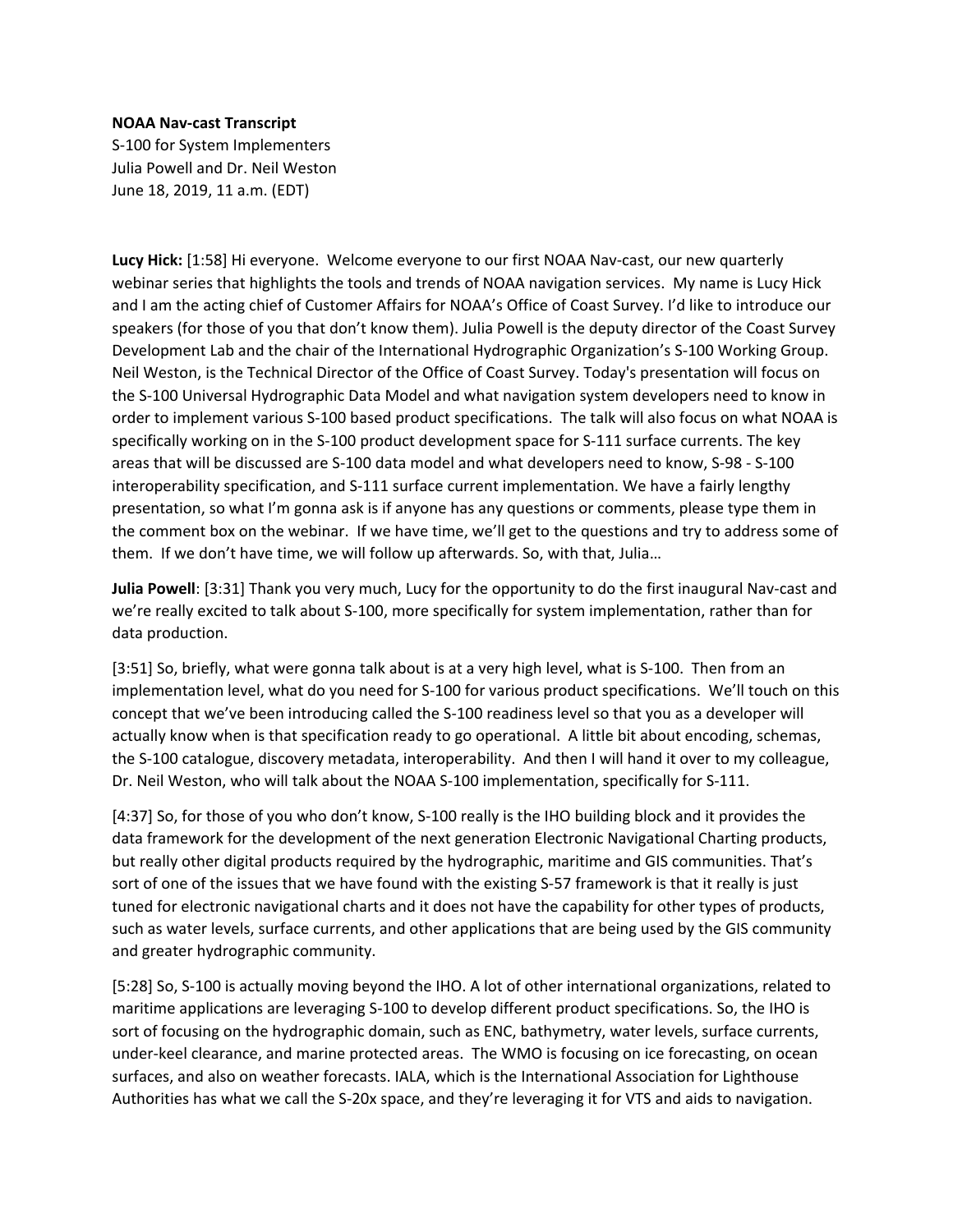**NOAA Nav-cast Transcript**

S-100 for System Implementers
Julia Powell and Dr. Neil Weston
June 18, 2019, 11 a.m. (EDT)

**Lucy Hick:** [1:58] Hi everyone. Welcome everyone to our first NOAA Nav-cast, our new quarterly webinar series that highlights the tools and trends of NOAA navigation services. My name is Lucy Hick and I am the acting chief of Customer Affairs for NOAA's Office of Coast Survey. I'd like to introduce our speakers (for those of you that don't know them). Julia Powell is the deputy director of the Coast Survey Development Lab and the chair of the International Hydrographic Organization's S-100 Working Group. Neil Weston, is the Technical Director of the Office of Coast Survey. Today's presentation will focus on the S-100 Universal Hydrographic Data Model and what navigation system developers need to know in order to implement various S-100 based product specifications. The talk will also focus on what NOAA is specifically working on in the S-100 product development space for S-111 surface currents. The key areas that will be discussed are S-100 data model and what developers need to know, S-98 - S-100 interoperability specification, and S-111 surface current implementation. We have a fairly lengthy presentation, so what I'm gonna ask is if anyone has any questions or comments, please type them in the comment box on the webinar. If we have time, we'll get to the questions and try to address some of them. If we don't have time, we will follow up afterwards. So, with that, Julia…

**Julia Powell**: [3:31] Thank you very much, Lucy for the opportunity to do the first inaugural Nav-cast and we're really excited to talk about S-100, more specifically for system implementation, rather than for data production.

[3:51] So, briefly, what were gonna talk about is at a very high level, what is S-100. Then from an implementation level, what do you need for S-100 for various product specifications. We'll touch on this concept that we've been introducing called the S-100 readiness level so that you as a developer will actually know when is that specification ready to go operational. A little bit about encoding, schemas, the S-100 catalogue, discovery metadata, interoperability. And then I will hand it over to my colleague, Dr. Neil Weston, who will talk about the NOAA S-100 implementation, specifically for S-111.

[4:37] So, for those of you who don't know, S-100 really is the IHO building block and it provides the data framework for the development of the next generation Electronic Navigational Charting products, but really other digital products required by the hydrographic, maritime and GIS communities. That's sort of one of the issues that we have found with the existing S-57 framework is that it really is just tuned for electronic navigational charts and it does not have the capability for other types of products, such as water levels, surface currents, and other applications that are being used by the GIS community and greater hydrographic community.

[5:28] So, S-100 is actually moving beyond the IHO. A lot of other international organizations, related to maritime applications are leveraging S-100 to develop different product specifications. So, the IHO is sort of focusing on the hydrographic domain, such as ENC, bathymetry, water levels, surface currents, under-keel clearance, and marine protected areas. The WMO is focusing on ice forecasting, on ocean surfaces, and also on weather forecasts. IALA, which is the International Association for Lighthouse Authorities has what we call the S-20x space, and they're leveraging it for VTS and aids to navigation.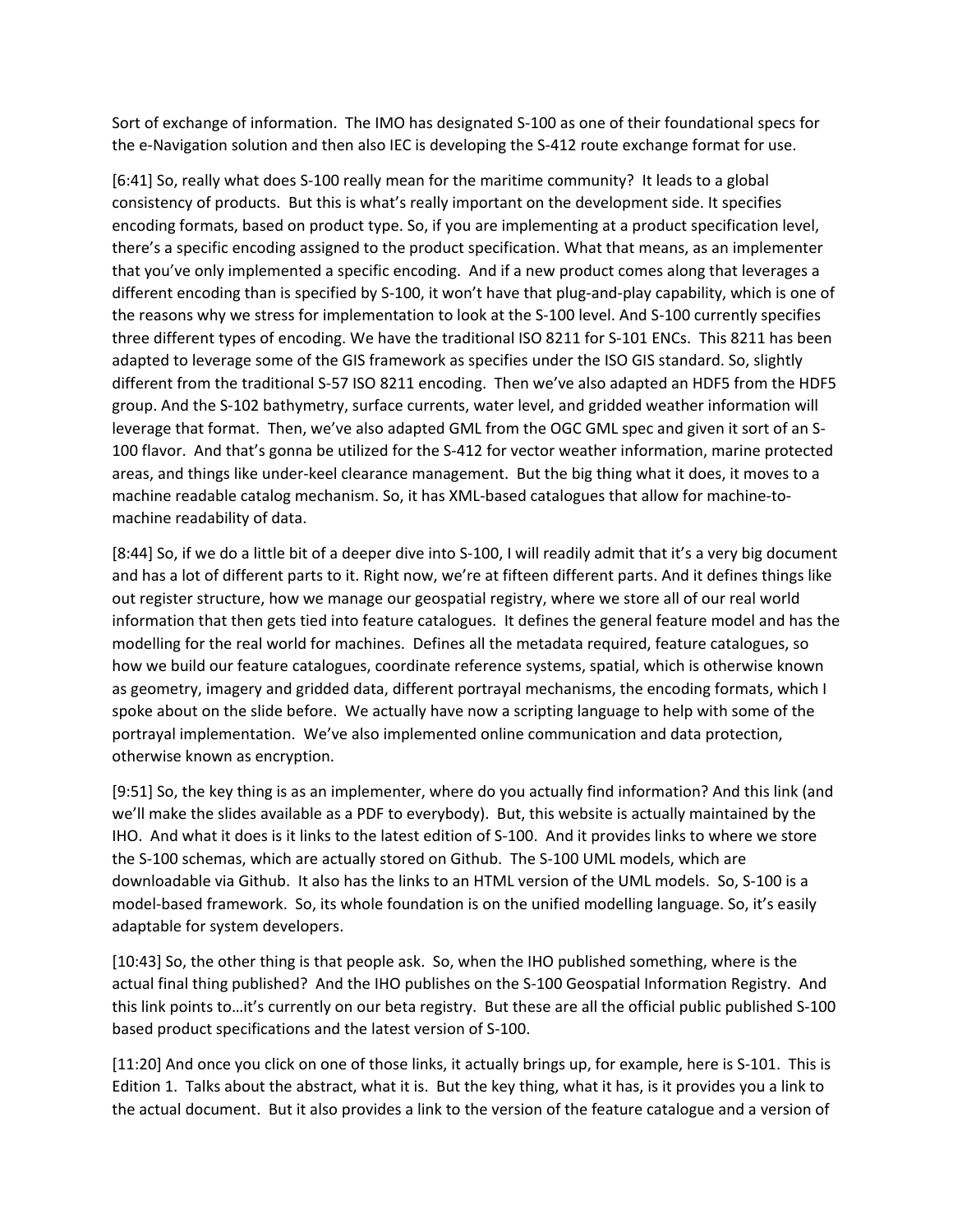Sort of exchange of information. The IMO has designated S-100 as one of their foundational specs for the e-Navigation solution and then also IEC is developing the S-412 route exchange format for use.

[6:41] So, really what does S-100 really mean for the maritime community? It leads to a global consistency of products. But this is what's really important on the development side. It specifies encoding formats, based on product type. So, if you are implementing at a product specification level, there's a specific encoding assigned to the product specification. What that means, as an implementer that you've only implemented a specific encoding. And if a new product comes along that leverages a different encoding than is specified by S-100, it won't have that plug-and-play capability, which is one of the reasons why we stress for implementation to look at the S-100 level. And S-100 currently specifies three different types of encoding. We have the traditional ISO 8211 for S-101 ENCs. This 8211 has been adapted to leverage some of the GIS framework as specifies under the ISO GIS standard. So, slightly different from the traditional S-57 ISO 8211 encoding. Then we've also adapted an HDF5 from the HDF5 group. And the S-102 bathymetry, surface currents, water level, and gridded weather information will leverage that format. Then, we've also adapted GML from the OGC GML spec and given it sort of an S-100 flavor. And that's gonna be utilized for the S-412 for vector weather information, marine protected areas, and things like under-keel clearance management. But the big thing what it does, it moves to a machine readable catalog mechanism. So, it has XML-based catalogues that allow for machine-to-machine readability of data.

[8:44] So, if we do a little bit of a deeper dive into S-100, I will readily admit that it's a very big document and has a lot of different parts to it. Right now, we're at fifteen different parts. And it defines things like out register structure, how we manage our geospatial registry, where we store all of our real world information that then gets tied into feature catalogues. It defines the general feature model and has the modelling for the real world for machines. Defines all the metadata required, feature catalogues, so how we build our feature catalogues, coordinate reference systems, spatial, which is otherwise known as geometry, imagery and gridded data, different portrayal mechanisms, the encoding formats, which I spoke about on the slide before. We actually have now a scripting language to help with some of the portrayal implementation. We've also implemented online communication and data protection, otherwise known as encryption.

[9:51] So, the key thing is as an implementer, where do you actually find information? And this link (and we'll make the slides available as a PDF to everybody). But, this website is actually maintained by the IHO. And what it does is it links to the latest edition of S-100. And it provides links to where we store the S-100 schemas, which are actually stored on Github. The S-100 UML models, which are downloadable via Github. It also has the links to an HTML version of the UML models. So, S-100 is a model-based framework. So, its whole foundation is on the unified modelling language. So, it's easily adaptable for system developers.

[10:43] So, the other thing is that people ask. So, when the IHO published something, where is the actual final thing published? And the IHO publishes on the S-100 Geospatial Information Registry. And this link points to…it's currently on our beta registry. But these are all the official public published S-100 based product specifications and the latest version of S-100.

[11:20] And once you click on one of those links, it actually brings up, for example, here is S-101. This is Edition 1. Talks about the abstract, what it is. But the key thing, what it has, is it provides you a link to the actual document. But it also provides a link to the version of the feature catalogue and a version of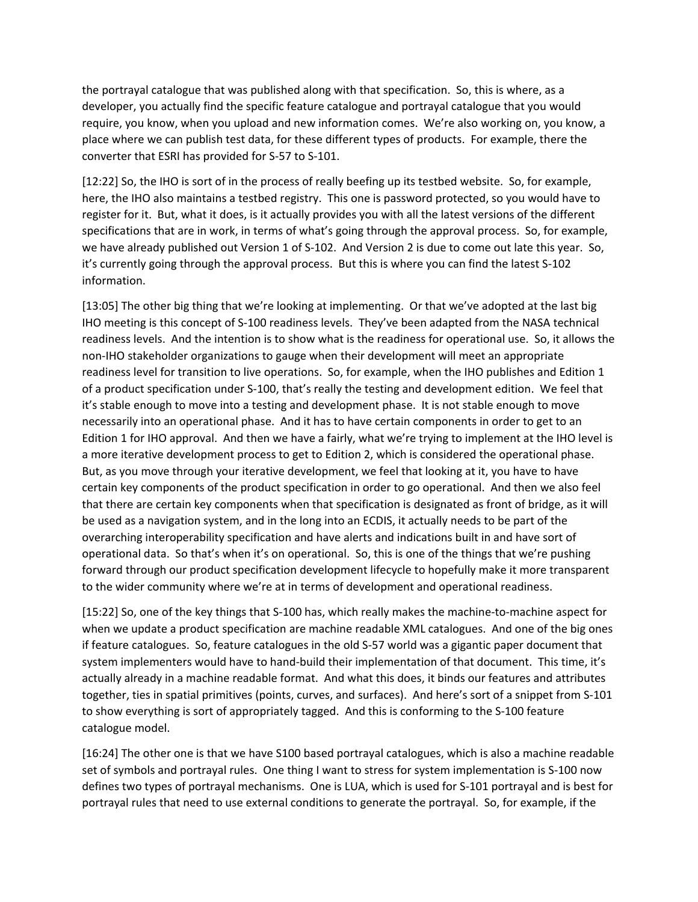the portrayal catalogue that was published along with that specification. So, this is where, as a developer, you actually find the specific feature catalogue and portrayal catalogue that you would require, you know, when you upload and new information comes. We're also working on, you know, a place where we can publish test data, for these different types of products. For example, there the converter that ESRI has provided for S-57 to S-101.

[12:22] So, the IHO is sort of in the process of really beefing up its testbed website. So, for example, here, the IHO also maintains a testbed registry. This one is password protected, so you would have to register for it. But, what it does, is it actually provides you with all the latest versions of the different specifications that are in work, in terms of what's going through the approval process. So, for example, we have already published out Version 1 of S-102. And Version 2 is due to come out late this year. So, it's currently going through the approval process. But this is where you can find the latest S-102 information.

[13:05] The other big thing that we're looking at implementing. Or that we've adopted at the last big IHO meeting is this concept of S-100 readiness levels. They've been adapted from the NASA technical readiness levels. And the intention is to show what is the readiness for operational use. So, it allows the non-IHO stakeholder organizations to gauge when their development will meet an appropriate readiness level for transition to live operations. So, for example, when the IHO publishes and Edition 1 of a product specification under S-100, that's really the testing and development edition. We feel that it's stable enough to move into a testing and development phase. It is not stable enough to move necessarily into an operational phase. And it has to have certain components in order to get to an Edition 1 for IHO approval. And then we have a fairly, what we're trying to implement at the IHO level is a more iterative development process to get to Edition 2, which is considered the operational phase. But, as you move through your iterative development, we feel that looking at it, you have to have certain key components of the product specification in order to go operational. And then we also feel that there are certain key components when that specification is designated as front of bridge, as it will be used as a navigation system, and in the long into an ECDIS, it actually needs to be part of the overarching interoperability specification and have alerts and indications built in and have sort of operational data. So that's when it's on operational. So, this is one of the things that we're pushing forward through our product specification development lifecycle to hopefully make it more transparent to the wider community where we're at in terms of development and operational readiness.

[15:22] So, one of the key things that S-100 has, which really makes the machine-to-machine aspect for when we update a product specification are machine readable XML catalogues. And one of the big ones if feature catalogues. So, feature catalogues in the old S-57 world was a gigantic paper document that system implementers would have to hand-build their implementation of that document. This time, it's actually already in a machine readable format. And what this does, it binds our features and attributes together, ties in spatial primitives (points, curves, and surfaces). And here's sort of a snippet from S-101 to show everything is sort of appropriately tagged. And this is conforming to the S-100 feature catalogue model.

[16:24] The other one is that we have S100 based portrayal catalogues, which is also a machine readable set of symbols and portrayal rules. One thing I want to stress for system implementation is S-100 now defines two types of portrayal mechanisms. One is LUA, which is used for S-101 portrayal and is best for portrayal rules that need to use external conditions to generate the portrayal. So, for example, if the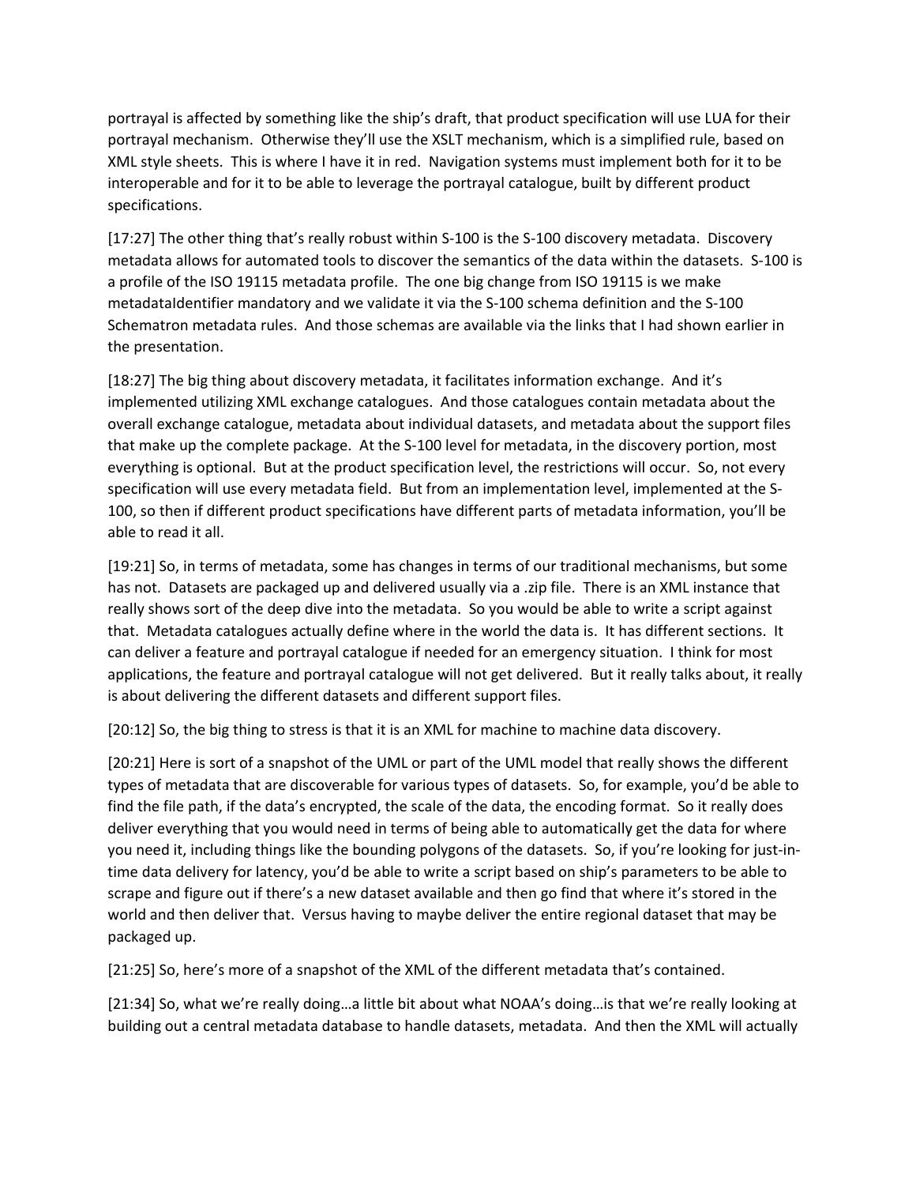portrayal is affected by something like the ship's draft, that product specification will use LUA for their portrayal mechanism. Otherwise they'll use the XSLT mechanism, which is a simplified rule, based on XML style sheets. This is where I have it in red. Navigation systems must implement both for it to be interoperable and for it to be able to leverage the portrayal catalogue, built by different product specifications.

[17:27] The other thing that's really robust within S-100 is the S-100 discovery metadata. Discovery metadata allows for automated tools to discover the semantics of the data within the datasets. S-100 is a profile of the ISO 19115 metadata profile. The one big change from ISO 19115 is we make metadataIdentifier mandatory and we validate it via the S-100 schema definition and the S-100 Schematron metadata rules. And those schemas are available via the links that I had shown earlier in the presentation.

[18:27] The big thing about discovery metadata, it facilitates information exchange. And it's implemented utilizing XML exchange catalogues. And those catalogues contain metadata about the overall exchange catalogue, metadata about individual datasets, and metadata about the support files that make up the complete package. At the S-100 level for metadata, in the discovery portion, most everything is optional. But at the product specification level, the restrictions will occur. So, not every specification will use every metadata field. But from an implementation level, implemented at the S-100, so then if different product specifications have different parts of metadata information, you'll be able to read it all.

[19:21] So, in terms of metadata, some has changes in terms of our traditional mechanisms, but some has not. Datasets are packaged up and delivered usually via a .zip file. There is an XML instance that really shows sort of the deep dive into the metadata. So you would be able to write a script against that. Metadata catalogues actually define where in the world the data is. It has different sections. It can deliver a feature and portrayal catalogue if needed for an emergency situation. I think for most applications, the feature and portrayal catalogue will not get delivered. But it really talks about, it really is about delivering the different datasets and different support files.

[20:12] So, the big thing to stress is that it is an XML for machine to machine data discovery.

[20:21] Here is sort of a snapshot of the UML or part of the UML model that really shows the different types of metadata that are discoverable for various types of datasets. So, for example, you'd be able to find the file path, if the data's encrypted, the scale of the data, the encoding format. So it really does deliver everything that you would need in terms of being able to automatically get the data for where you need it, including things like the bounding polygons of the datasets. So, if you're looking for just-in-time data delivery for latency, you'd be able to write a script based on ship's parameters to be able to scrape and figure out if there's a new dataset available and then go find that where it's stored in the world and then deliver that. Versus having to maybe deliver the entire regional dataset that may be packaged up.

[21:25] So, here's more of a snapshot of the XML of the different metadata that's contained.

[21:34] So, what we're really doing…a little bit about what NOAA's doing…is that we're really looking at building out a central metadata database to handle datasets, metadata. And then the XML will actually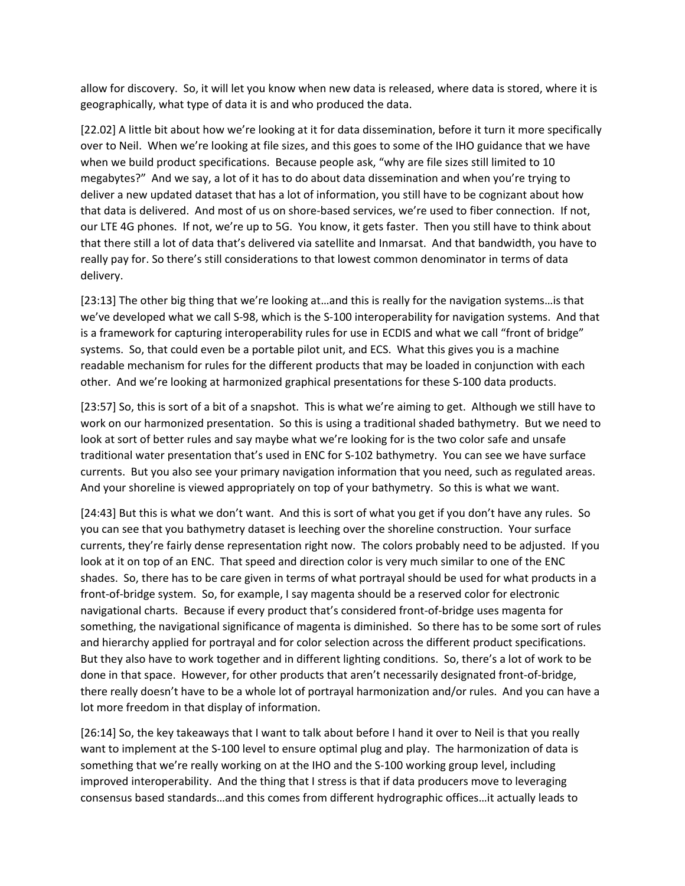allow for discovery. So, it will let you know when new data is released, where data is stored, where it is geographically, what type of data it is and who produced the data.

[22.02] A little bit about how we're looking at it for data dissemination, before it turn it more specifically over to Neil. When we're looking at file sizes, and this goes to some of the IHO guidance that we have when we build product specifications. Because people ask, "why are file sizes still limited to 10 megabytes?" And we say, a lot of it has to do about data dissemination and when you're trying to deliver a new updated dataset that has a lot of information, you still have to be cognizant about how that data is delivered. And most of us on shore-based services, we're used to fiber connection. If not, our LTE 4G phones. If not, we're up to 5G. You know, it gets faster. Then you still have to think about that there still a lot of data that's delivered via satellite and Inmarsat. And that bandwidth, you have to really pay for. So there's still considerations to that lowest common denominator in terms of data delivery.

[23:13] The other big thing that we're looking at…and this is really for the navigation systems…is that we've developed what we call S-98, which is the S-100 interoperability for navigation systems. And that is a framework for capturing interoperability rules for use in ECDIS and what we call "front of bridge" systems. So, that could even be a portable pilot unit, and ECS. What this gives you is a machine readable mechanism for rules for the different products that may be loaded in conjunction with each other. And we're looking at harmonized graphical presentations for these S-100 data products.

[23:57] So, this is sort of a bit of a snapshot. This is what we're aiming to get. Although we still have to work on our harmonized presentation. So this is using a traditional shaded bathymetry. But we need to look at sort of better rules and say maybe what we're looking for is the two color safe and unsafe traditional water presentation that's used in ENC for S-102 bathymetry. You can see we have surface currents. But you also see your primary navigation information that you need, such as regulated areas. And your shoreline is viewed appropriately on top of your bathymetry. So this is what we want.

[24:43] But this is what we don't want. And this is sort of what you get if you don't have any rules. So you can see that you bathymetry dataset is leeching over the shoreline construction. Your surface currents, they're fairly dense representation right now. The colors probably need to be adjusted. If you look at it on top of an ENC. That speed and direction color is very much similar to one of the ENC shades. So, there has to be care given in terms of what portrayal should be used for what products in a front-of-bridge system. So, for example, I say magenta should be a reserved color for electronic navigational charts. Because if every product that's considered front-of-bridge uses magenta for something, the navigational significance of magenta is diminished. So there has to be some sort of rules and hierarchy applied for portrayal and for color selection across the different product specifications. But they also have to work together and in different lighting conditions. So, there's a lot of work to be done in that space. However, for other products that aren't necessarily designated front-of-bridge, there really doesn't have to be a whole lot of portrayal harmonization and/or rules. And you can have a lot more freedom in that display of information.

[26:14] So, the key takeaways that I want to talk about before I hand it over to Neil is that you really want to implement at the S-100 level to ensure optimal plug and play. The harmonization of data is something that we're really working on at the IHO and the S-100 working group level, including improved interoperability. And the thing that I stress is that if data producers move to leveraging consensus based standards…and this comes from different hydrographic offices…it actually leads to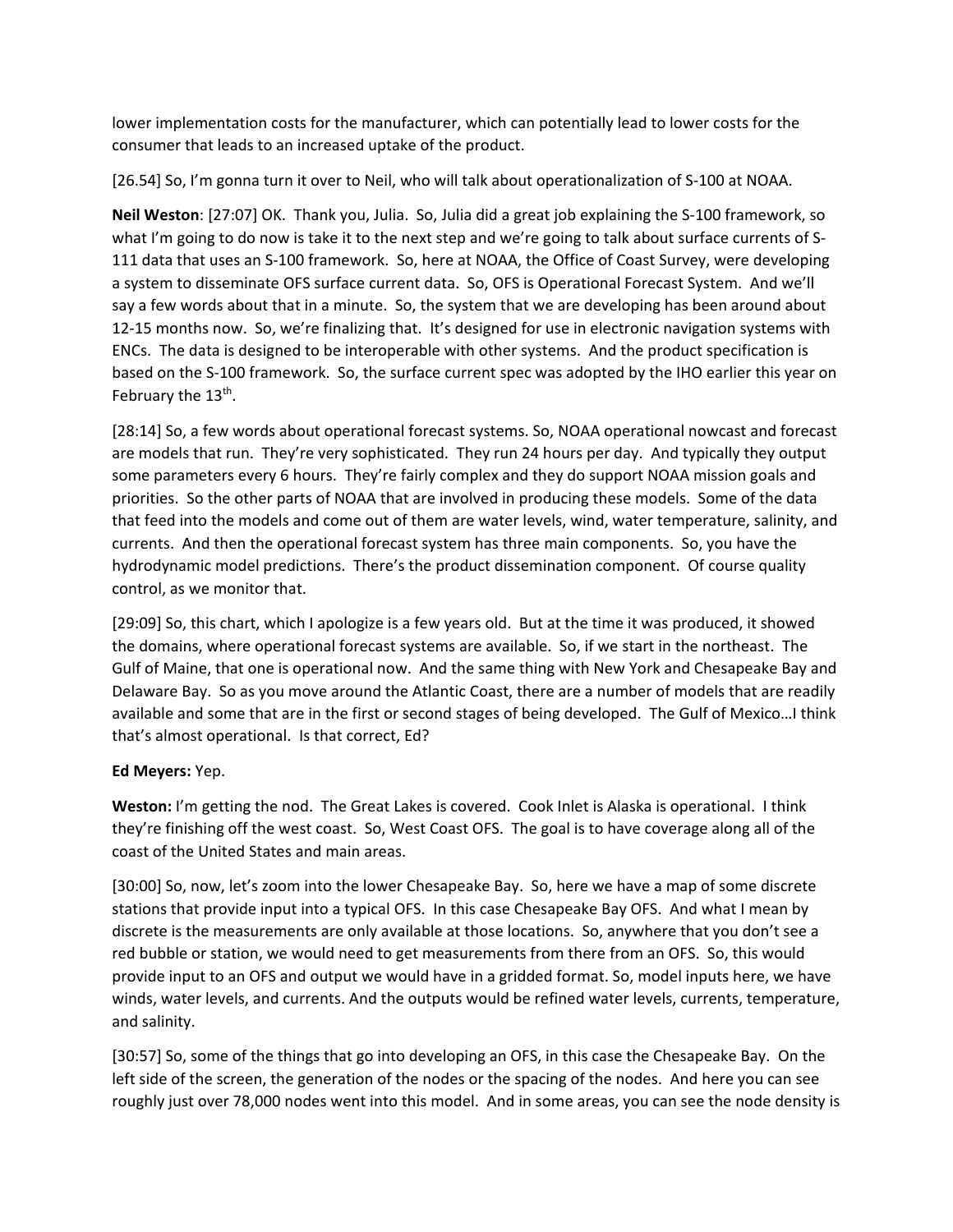lower implementation costs for the manufacturer, which can potentially lead to lower costs for the consumer that leads to an increased uptake of the product.

[26.54] So, I'm gonna turn it over to Neil, who will talk about operationalization of S-100 at NOAA.

**Neil Weston**: [27:07] OK. Thank you, Julia. So, Julia did a great job explaining the S-100 framework, so what I'm going to do now is take it to the next step and we're going to talk about surface currents of S-111 data that uses an S-100 framework. So, here at NOAA, the Office of Coast Survey, were developing a system to disseminate OFS surface current data. So, OFS is Operational Forecast System. And we'll say a few words about that in a minute. So, the system that we are developing has been around about 12-15 months now. So, we're finalizing that. It's designed for use in electronic navigation systems with ENCs. The data is designed to be interoperable with other systems. And the product specification is based on the S-100 framework. So, the surface current spec was adopted by the IHO earlier this year on February the 13th.

[28:14] So, a few words about operational forecast systems. So, NOAA operational nowcast and forecast are models that run. They're very sophisticated. They run 24 hours per day. And typically they output some parameters every 6 hours. They're fairly complex and they do support NOAA mission goals and priorities. So the other parts of NOAA that are involved in producing these models. Some of the data that feed into the models and come out of them are water levels, wind, water temperature, salinity, and currents. And then the operational forecast system has three main components. So, you have the hydrodynamic model predictions. There's the product dissemination component. Of course quality control, as we monitor that.

[29:09] So, this chart, which I apologize is a few years old. But at the time it was produced, it showed the domains, where operational forecast systems are available. So, if we start in the northeast. The Gulf of Maine, that one is operational now. And the same thing with New York and Chesapeake Bay and Delaware Bay. So as you move around the Atlantic Coast, there are a number of models that are readily available and some that are in the first or second stages of being developed. The Gulf of Mexico…I think that's almost operational. Is that correct, Ed?

**Ed Meyers:** Yep.

**Weston:** I'm getting the nod. The Great Lakes is covered. Cook Inlet is Alaska is operational. I think they're finishing off the west coast. So, West Coast OFS. The goal is to have coverage along all of the coast of the United States and main areas.

[30:00] So, now, let's zoom into the lower Chesapeake Bay. So, here we have a map of some discrete stations that provide input into a typical OFS. In this case Chesapeake Bay OFS. And what I mean by discrete is the measurements are only available at those locations. So, anywhere that you don't see a red bubble or station, we would need to get measurements from there from an OFS. So, this would provide input to an OFS and output we would have in a gridded format. So, model inputs here, we have winds, water levels, and currents. And the outputs would be refined water levels, currents, temperature, and salinity.

[30:57] So, some of the things that go into developing an OFS, in this case the Chesapeake Bay. On the left side of the screen, the generation of the nodes or the spacing of the nodes. And here you can see roughly just over 78,000 nodes went into this model. And in some areas, you can see the node density is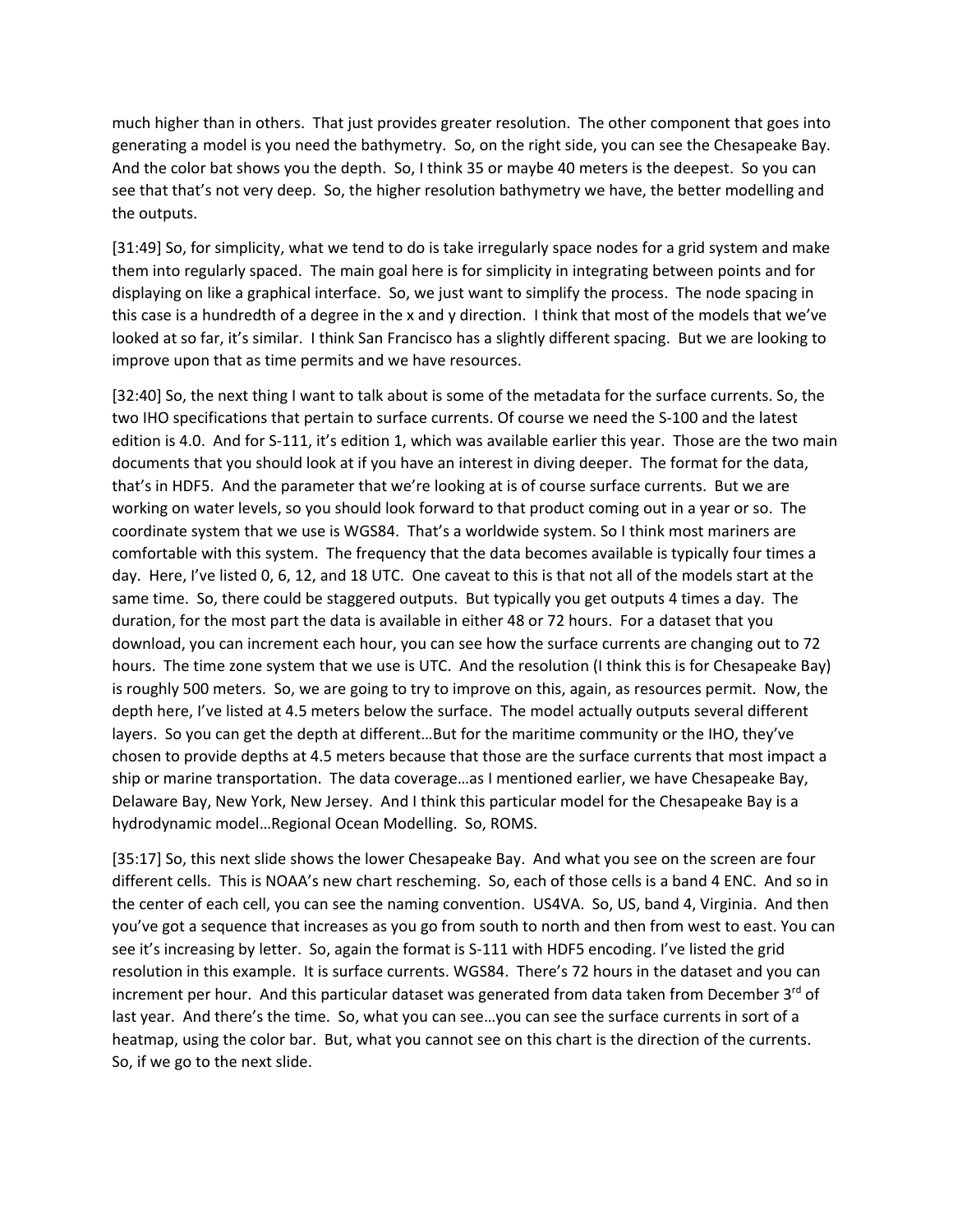much higher than in others. That just provides greater resolution. The other component that goes into generating a model is you need the bathymetry. So, on the right side, you can see the Chesapeake Bay. And the color bat shows you the depth. So, I think 35 or maybe 40 meters is the deepest. So you can see that that's not very deep. So, the higher resolution bathymetry we have, the better modelling and the outputs.

[31:49] So, for simplicity, what we tend to do is take irregularly space nodes for a grid system and make them into regularly spaced. The main goal here is for simplicity in integrating between points and for displaying on like a graphical interface. So, we just want to simplify the process. The node spacing in this case is a hundredth of a degree in the x and y direction. I think that most of the models that we've looked at so far, it's similar. I think San Francisco has a slightly different spacing. But we are looking to improve upon that as time permits and we have resources.

[32:40] So, the next thing I want to talk about is some of the metadata for the surface currents. So, the two IHO specifications that pertain to surface currents. Of course we need the S-100 and the latest edition is 4.0. And for S-111, it's edition 1, which was available earlier this year. Those are the two main documents that you should look at if you have an interest in diving deeper. The format for the data, that's in HDF5. And the parameter that we're looking at is of course surface currents. But we are working on water levels, so you should look forward to that product coming out in a year or so. The coordinate system that we use is WGS84. That's a worldwide system. So I think most mariners are comfortable with this system. The frequency that the data becomes available is typically four times a day. Here, I've listed 0, 6, 12, and 18 UTC. One caveat to this is that not all of the models start at the same time. So, there could be staggered outputs. But typically you get outputs 4 times a day. The duration, for the most part the data is available in either 48 or 72 hours. For a dataset that you download, you can increment each hour, you can see how the surface currents are changing out to 72 hours. The time zone system that we use is UTC. And the resolution (I think this is for Chesapeake Bay) is roughly 500 meters. So, we are going to try to improve on this, again, as resources permit. Now, the depth here, I've listed at 4.5 meters below the surface. The model actually outputs several different layers. So you can get the depth at different…But for the maritime community or the IHO, they've chosen to provide depths at 4.5 meters because that those are the surface currents that most impact a ship or marine transportation. The data coverage…as I mentioned earlier, we have Chesapeake Bay, Delaware Bay, New York, New Jersey. And I think this particular model for the Chesapeake Bay is a hydrodynamic model…Regional Ocean Modelling. So, ROMS.

[35:17] So, this next slide shows the lower Chesapeake Bay. And what you see on the screen are four different cells. This is NOAA's new chart rescheming. So, each of those cells is a band 4 ENC. And so in the center of each cell, you can see the naming convention. US4VA. So, US, band 4, Virginia. And then you've got a sequence that increases as you go from south to north and then from west to east. You can see it's increasing by letter. So, again the format is S-111 with HDF5 encoding. I've listed the grid resolution in this example. It is surface currents. WGS84. There's 72 hours in the dataset and you can increment per hour. And this particular dataset was generated from data taken from December 3rd of last year. And there's the time. So, what you can see…you can see the surface currents in sort of a heatmap, using the color bar. But, what you cannot see on this chart is the direction of the currents. So, if we go to the next slide.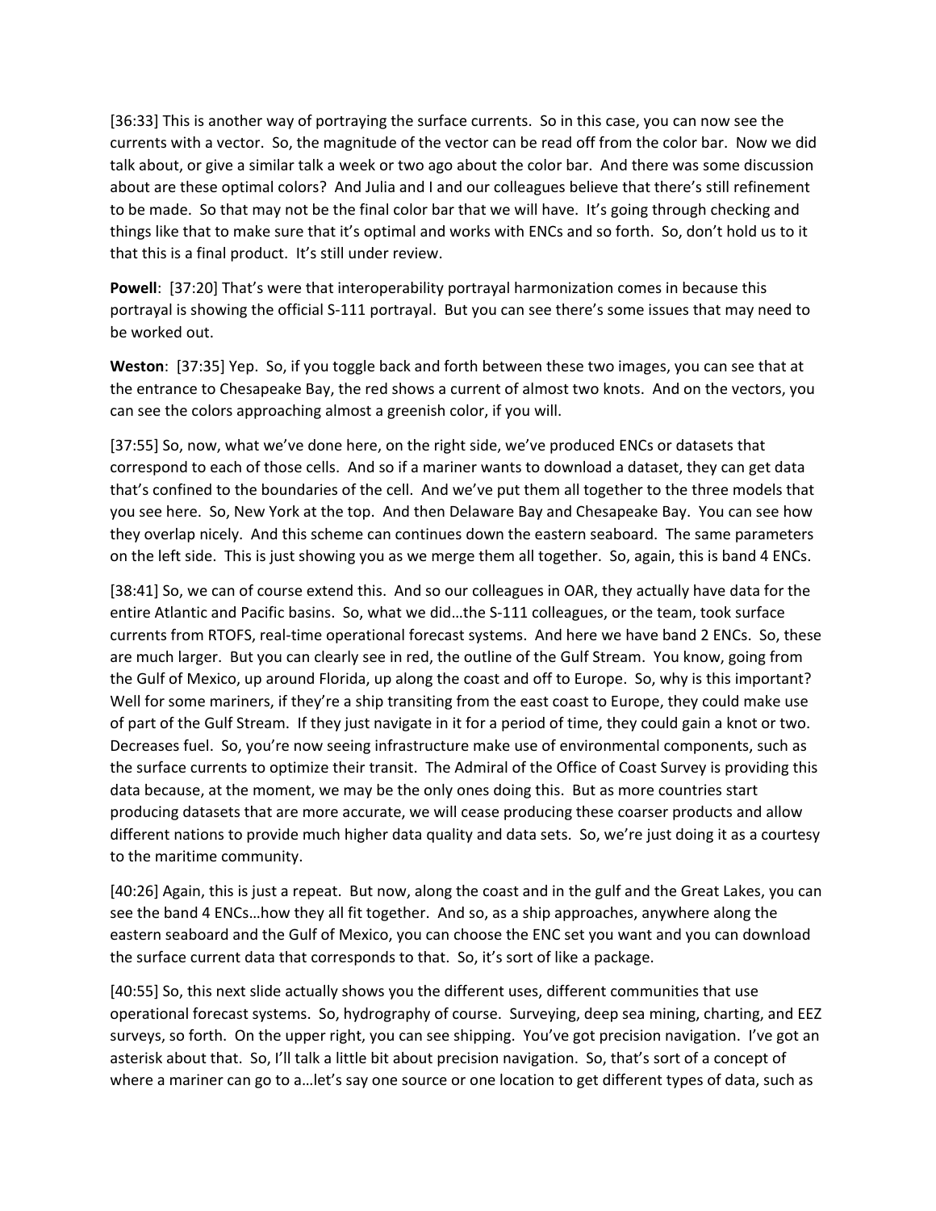[36:33] This is another way of portraying the surface currents. So in this case, you can now see the currents with a vector. So, the magnitude of the vector can be read off from the color bar. Now we did talk about, or give a similar talk a week or two ago about the color bar. And there was some discussion about are these optimal colors? And Julia and I and our colleagues believe that there's still refinement to be made. So that may not be the final color bar that we will have. It's going through checking and things like that to make sure that it's optimal and works with ENCs and so forth. So, don't hold us to it that this is a final product. It's still under review.

**Powell**: [37:20] That's were that interoperability portrayal harmonization comes in because this portrayal is showing the official S-111 portrayal. But you can see there's some issues that may need to be worked out.

**Weston**: [37:35] Yep. So, if you toggle back and forth between these two images, you can see that at the entrance to Chesapeake Bay, the red shows a current of almost two knots. And on the vectors, you can see the colors approaching almost a greenish color, if you will.

[37:55] So, now, what we've done here, on the right side, we've produced ENCs or datasets that correspond to each of those cells. And so if a mariner wants to download a dataset, they can get data that's confined to the boundaries of the cell. And we've put them all together to the three models that you see here. So, New York at the top. And then Delaware Bay and Chesapeake Bay. You can see how they overlap nicely. And this scheme can continues down the eastern seaboard. The same parameters on the left side. This is just showing you as we merge them all together. So, again, this is band 4 ENCs.

[38:41] So, we can of course extend this. And so our colleagues in OAR, they actually have data for the entire Atlantic and Pacific basins. So, what we did…the S-111 colleagues, or the team, took surface currents from RTOFS, real-time operational forecast systems. And here we have band 2 ENCs. So, these are much larger. But you can clearly see in red, the outline of the Gulf Stream. You know, going from the Gulf of Mexico, up around Florida, up along the coast and off to Europe. So, why is this important? Well for some mariners, if they're a ship transiting from the east coast to Europe, they could make use of part of the Gulf Stream. If they just navigate in it for a period of time, they could gain a knot or two. Decreases fuel. So, you're now seeing infrastructure make use of environmental components, such as the surface currents to optimize their transit. The Admiral of the Office of Coast Survey is providing this data because, at the moment, we may be the only ones doing this. But as more countries start producing datasets that are more accurate, we will cease producing these coarser products and allow different nations to provide much higher data quality and data sets. So, we're just doing it as a courtesy to the maritime community.

[40:26] Again, this is just a repeat. But now, along the coast and in the gulf and the Great Lakes, you can see the band 4 ENCs…how they all fit together. And so, as a ship approaches, anywhere along the eastern seaboard and the Gulf of Mexico, you can choose the ENC set you want and you can download the surface current data that corresponds to that. So, it's sort of like a package.

[40:55] So, this next slide actually shows you the different uses, different communities that use operational forecast systems. So, hydrography of course. Surveying, deep sea mining, charting, and EEZ surveys, so forth. On the upper right, you can see shipping. You've got precision navigation. I've got an asterisk about that. So, I'll talk a little bit about precision navigation. So, that's sort of a concept of where a mariner can go to a…let's say one source or one location to get different types of data, such as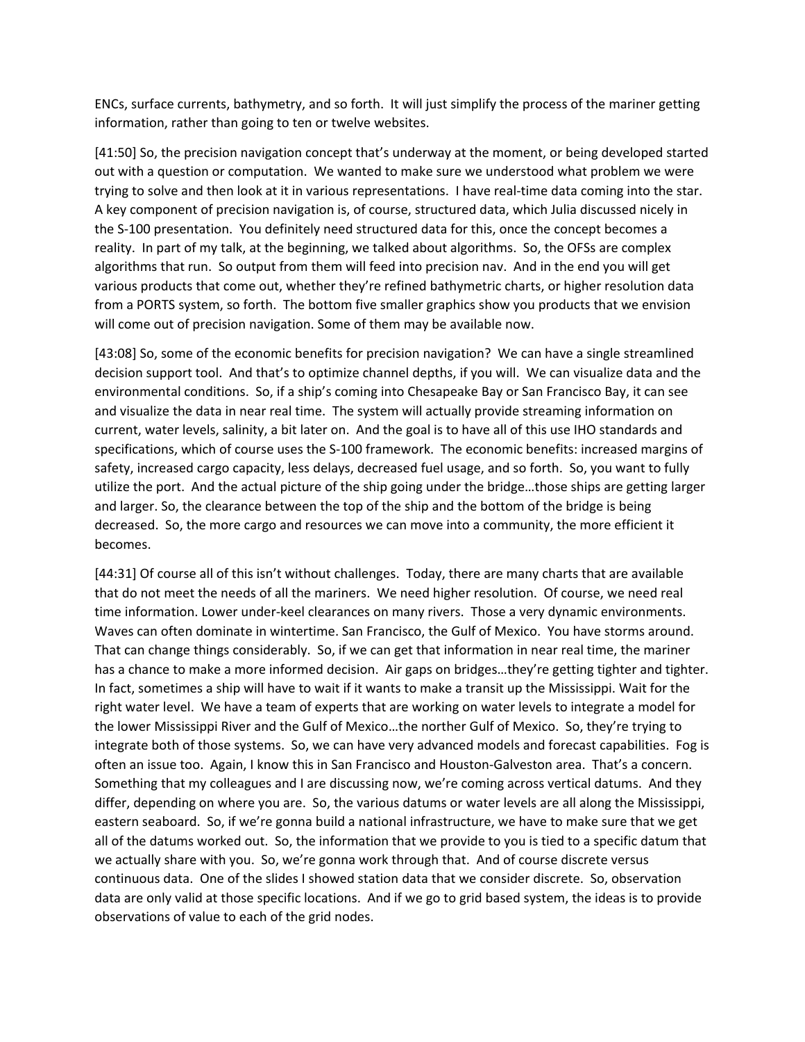ENCs, surface currents, bathymetry, and so forth. It will just simplify the process of the mariner getting information, rather than going to ten or twelve websites.

[41:50] So, the precision navigation concept that's underway at the moment, or being developed started out with a question or computation. We wanted to make sure we understood what problem we were trying to solve and then look at it in various representations. I have real-time data coming into the star. A key component of precision navigation is, of course, structured data, which Julia discussed nicely in the S-100 presentation. You definitely need structured data for this, once the concept becomes a reality. In part of my talk, at the beginning, we talked about algorithms. So, the OFSs are complex algorithms that run. So output from them will feed into precision nav. And in the end you will get various products that come out, whether they're refined bathymetric charts, or higher resolution data from a PORTS system, so forth. The bottom five smaller graphics show you products that we envision will come out of precision navigation. Some of them may be available now.

[43:08] So, some of the economic benefits for precision navigation? We can have a single streamlined decision support tool. And that's to optimize channel depths, if you will. We can visualize data and the environmental conditions. So, if a ship's coming into Chesapeake Bay or San Francisco Bay, it can see and visualize the data in near real time. The system will actually provide streaming information on current, water levels, salinity, a bit later on. And the goal is to have all of this use IHO standards and specifications, which of course uses the S-100 framework. The economic benefits: increased margins of safety, increased cargo capacity, less delays, decreased fuel usage, and so forth. So, you want to fully utilize the port. And the actual picture of the ship going under the bridge…those ships are getting larger and larger. So, the clearance between the top of the ship and the bottom of the bridge is being decreased. So, the more cargo and resources we can move into a community, the more efficient it becomes.

[44:31] Of course all of this isn't without challenges. Today, there are many charts that are available that do not meet the needs of all the mariners. We need higher resolution. Of course, we need real time information. Lower under-keel clearances on many rivers. Those a very dynamic environments. Waves can often dominate in wintertime. San Francisco, the Gulf of Mexico. You have storms around. That can change things considerably. So, if we can get that information in near real time, the mariner has a chance to make a more informed decision. Air gaps on bridges…they're getting tighter and tighter. In fact, sometimes a ship will have to wait if it wants to make a transit up the Mississippi. Wait for the right water level. We have a team of experts that are working on water levels to integrate a model for the lower Mississippi River and the Gulf of Mexico…the norther Gulf of Mexico. So, they're trying to integrate both of those systems. So, we can have very advanced models and forecast capabilities. Fog is often an issue too. Again, I know this in San Francisco and Houston-Galveston area. That's a concern. Something that my colleagues and I are discussing now, we're coming across vertical datums. And they differ, depending on where you are. So, the various datums or water levels are all along the Mississippi, eastern seaboard. So, if we're gonna build a national infrastructure, we have to make sure that we get all of the datums worked out. So, the information that we provide to you is tied to a specific datum that we actually share with you. So, we're gonna work through that. And of course discrete versus continuous data. One of the slides I showed station data that we consider discrete. So, observation data are only valid at those specific locations. And if we go to grid based system, the ideas is to provide observations of value to each of the grid nodes.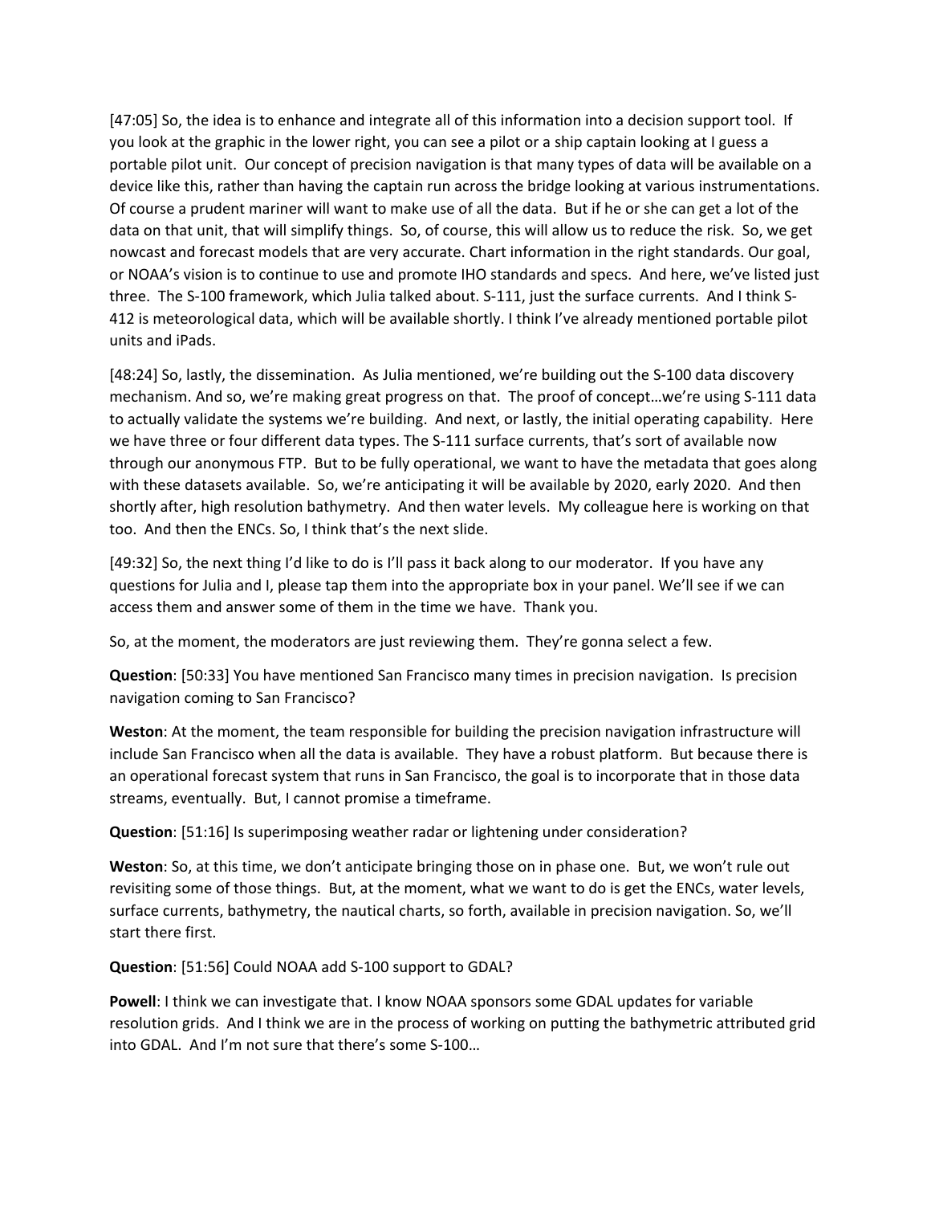[47:05] So, the idea is to enhance and integrate all of this information into a decision support tool. If you look at the graphic in the lower right, you can see a pilot or a ship captain looking at I guess a portable pilot unit. Our concept of precision navigation is that many types of data will be available on a device like this, rather than having the captain run across the bridge looking at various instrumentations. Of course a prudent mariner will want to make use of all the data. But if he or she can get a lot of the data on that unit, that will simplify things. So, of course, this will allow us to reduce the risk. So, we get nowcast and forecast models that are very accurate. Chart information in the right standards. Our goal, or NOAA's vision is to continue to use and promote IHO standards and specs. And here, we've listed just three. The S-100 framework, which Julia talked about. S-111, just the surface currents. And I think S-412 is meteorological data, which will be available shortly. I think I've already mentioned portable pilot units and iPads.

[48:24] So, lastly, the dissemination. As Julia mentioned, we're building out the S-100 data discovery mechanism. And so, we're making great progress on that. The proof of concept…we're using S-111 data to actually validate the systems we're building. And next, or lastly, the initial operating capability. Here we have three or four different data types. The S-111 surface currents, that's sort of available now through our anonymous FTP. But to be fully operational, we want to have the metadata that goes along with these datasets available. So, we're anticipating it will be available by 2020, early 2020. And then shortly after, high resolution bathymetry. And then water levels. My colleague here is working on that too. And then the ENCs. So, I think that's the next slide.

[49:32] So, the next thing I'd like to do is I'll pass it back along to our moderator. If you have any questions for Julia and I, please tap them into the appropriate box in your panel. We'll see if we can access them and answer some of them in the time we have. Thank you.

So, at the moment, the moderators are just reviewing them. They're gonna select a few.

**Question**: [50:33] You have mentioned San Francisco many times in precision navigation. Is precision navigation coming to San Francisco?

**Weston**: At the moment, the team responsible for building the precision navigation infrastructure will include San Francisco when all the data is available. They have a robust platform. But because there is an operational forecast system that runs in San Francisco, the goal is to incorporate that in those data streams, eventually. But, I cannot promise a timeframe.

**Question**: [51:16] Is superimposing weather radar or lightening under consideration?

**Weston**: So, at this time, we don't anticipate bringing those on in phase one. But, we won't rule out revisiting some of those things. But, at the moment, what we want to do is get the ENCs, water levels, surface currents, bathymetry, the nautical charts, so forth, available in precision navigation. So, we'll start there first.

**Question**: [51:56] Could NOAA add S-100 support to GDAL?

**Powell**: I think we can investigate that. I know NOAA sponsors some GDAL updates for variable resolution grids. And I think we are in the process of working on putting the bathymetric attributed grid into GDAL. And I'm not sure that there's some S-100…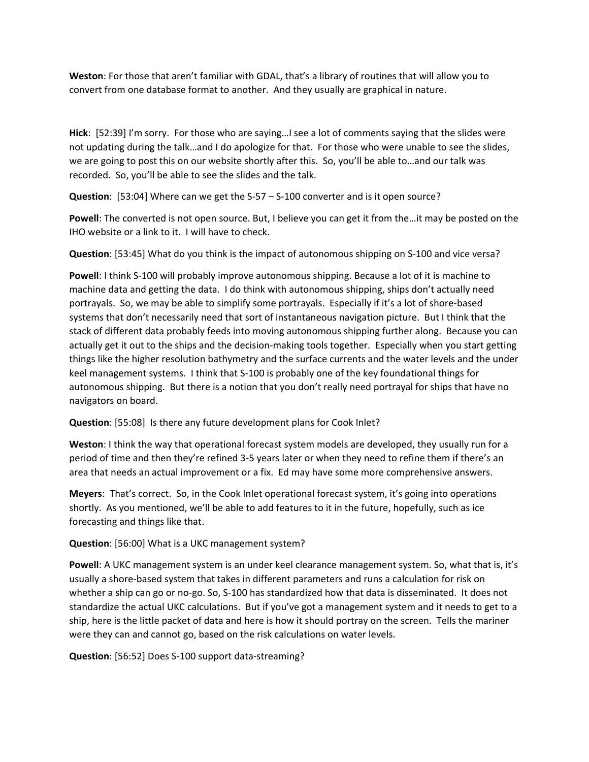**Weston**: For those that aren't familiar with GDAL, that's a library of routines that will allow you to convert from one database format to another. And they usually are graphical in nature.

**Hick**: [52:39] I'm sorry. For those who are saying…I see a lot of comments saying that the slides were not updating during the talk…and I do apologize for that. For those who were unable to see the slides, we are going to post this on our website shortly after this. So, you'll be able to…and our talk was recorded. So, you'll be able to see the slides and the talk.

**Question**: [53:04] Where can we get the S-57 – S-100 converter and is it open source?

**Powell**: The converted is not open source. But, I believe you can get it from the…it may be posted on the IHO website or a link to it. I will have to check.

**Question**: [53:45] What do you think is the impact of autonomous shipping on S-100 and vice versa?

**Powell**: I think S-100 will probably improve autonomous shipping. Because a lot of it is machine to machine data and getting the data. I do think with autonomous shipping, ships don't actually need portrayals. So, we may be able to simplify some portrayals. Especially if it's a lot of shore-based systems that don't necessarily need that sort of instantaneous navigation picture. But I think that the stack of different data probably feeds into moving autonomous shipping further along. Because you can actually get it out to the ships and the decision-making tools together. Especially when you start getting things like the higher resolution bathymetry and the surface currents and the water levels and the under keel management systems. I think that S-100 is probably one of the key foundational things for autonomous shipping. But there is a notion that you don't really need portrayal for ships that have no navigators on board.

**Question**: [55:08] Is there any future development plans for Cook Inlet?

**Weston**: I think the way that operational forecast system models are developed, they usually run for a period of time and then they're refined 3-5 years later or when they need to refine them if there's an area that needs an actual improvement or a fix. Ed may have some more comprehensive answers.

**Meyers**: That's correct. So, in the Cook Inlet operational forecast system, it's going into operations shortly. As you mentioned, we'll be able to add features to it in the future, hopefully, such as ice forecasting and things like that.

**Question**: [56:00] What is a UKC management system?

**Powell**: A UKC management system is an under keel clearance management system. So, what that is, it's usually a shore-based system that takes in different parameters and runs a calculation for risk on whether a ship can go or no-go. So, S-100 has standardized how that data is disseminated. It does not standardize the actual UKC calculations. But if you've got a management system and it needs to get to a ship, here is the little packet of data and here is how it should portray on the screen. Tells the mariner were they can and cannot go, based on the risk calculations on water levels.

**Question**: [56:52] Does S-100 support data-streaming?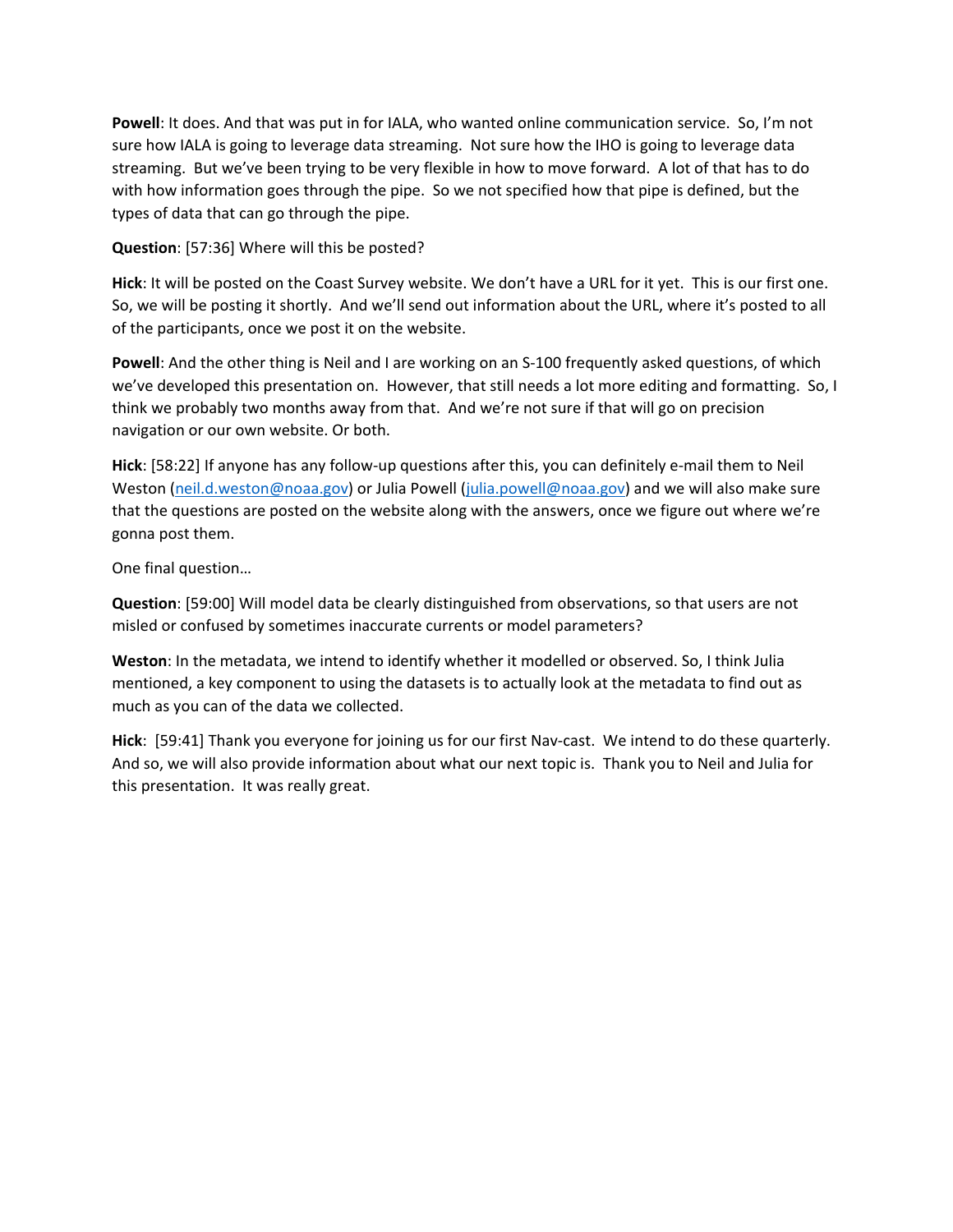**Powell**: It does. And that was put in for IALA, who wanted online communication service. So, I'm not sure how IALA is going to leverage data streaming. Not sure how the IHO is going to leverage data streaming. But we've been trying to be very flexible in how to move forward. A lot of that has to do with how information goes through the pipe. So we not specified how that pipe is defined, but the types of data that can go through the pipe.

**Question**: [57:36] Where will this be posted?

**Hick**: It will be posted on the Coast Survey website. We don't have a URL for it yet. This is our first one. So, we will be posting it shortly. And we'll send out information about the URL, where it's posted to all of the participants, once we post it on the website.

**Powell**: And the other thing is Neil and I are working on an S-100 frequently asked questions, of which we've developed this presentation on. However, that still needs a lot more editing and formatting. So, I think we probably two months away from that. And we're not sure if that will go on precision navigation or our own website. Or both.

**Hick**: [58:22] If anyone has any follow-up questions after this, you can definitely e-mail them to Neil Weston (neil.d.weston@noaa.gov) or Julia Powell (julia.powell@noaa.gov) and we will also make sure that the questions are posted on the website along with the answers, once we figure out where we're gonna post them.

One final question…

**Question**: [59:00] Will model data be clearly distinguished from observations, so that users are not misled or confused by sometimes inaccurate currents or model parameters?

**Weston**: In the metadata, we intend to identify whether it modelled or observed. So, I think Julia mentioned, a key component to using the datasets is to actually look at the metadata to find out as much as you can of the data we collected.

**Hick**: [59:41] Thank you everyone for joining us for our first Nav-cast. We intend to do these quarterly. And so, we will also provide information about what our next topic is. Thank you to Neil and Julia for this presentation. It was really great.